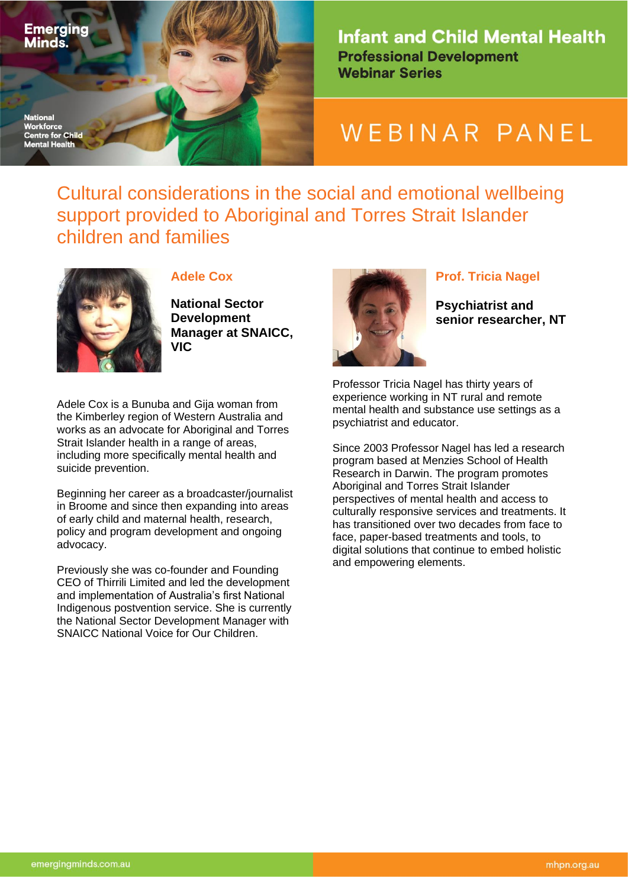Emerging Minds.

National Workforce Centre for Child Mental Health

# Infant and Child Mental Health

**Professional Development Webinar Series**

WEBINAR PANEL

## Cultural considerations in the social and emotional wellbeing support provided to Aboriginal and Torres Strait Islander children and families

### Adele Cox

**National Sector Development Manager at SNAICC, VIC**

Adele Cox is a Bunuba and Gija woman from the Kimberley region of Western Australia and works as an advocate for Aboriginal and Torres Strait Islander health in a range of areas, including more specifically mental health and suicide prevention.

Beginning her career as a broadcaster/journalist in Broome and since then expanding into areas of early child and maternal health, research, policy and program development and ongoing advocacy.

Previously she was co-founder and Founding CEO of Thirrili Limited and led the development and implementation of Australia's first National Indigenous postvention service. She is currently the National Sector Development Manager with SNAICC National Voice for Our Children.

### Prof. Tricia Nagel

**Psychiatrist and senior researcher, NT**

Professor Tricia Nagel has thirty years of experience working in NT rural and remote mental health and substance use settings as a psychiatrist and educator.

Since 2003 Professor Nagel has led a research program based at Menzies School of Health Research in Darwin. The program promotes Aboriginal and Torres Strait Islander perspectives of mental health and access to culturally responsive services and treatments. It has transitioned over two decades from face to face, paper-based treatments and tools, to digital solutions that continue to embed holistic and empowering elements.

emergingminds.com.au

mhpn.org.au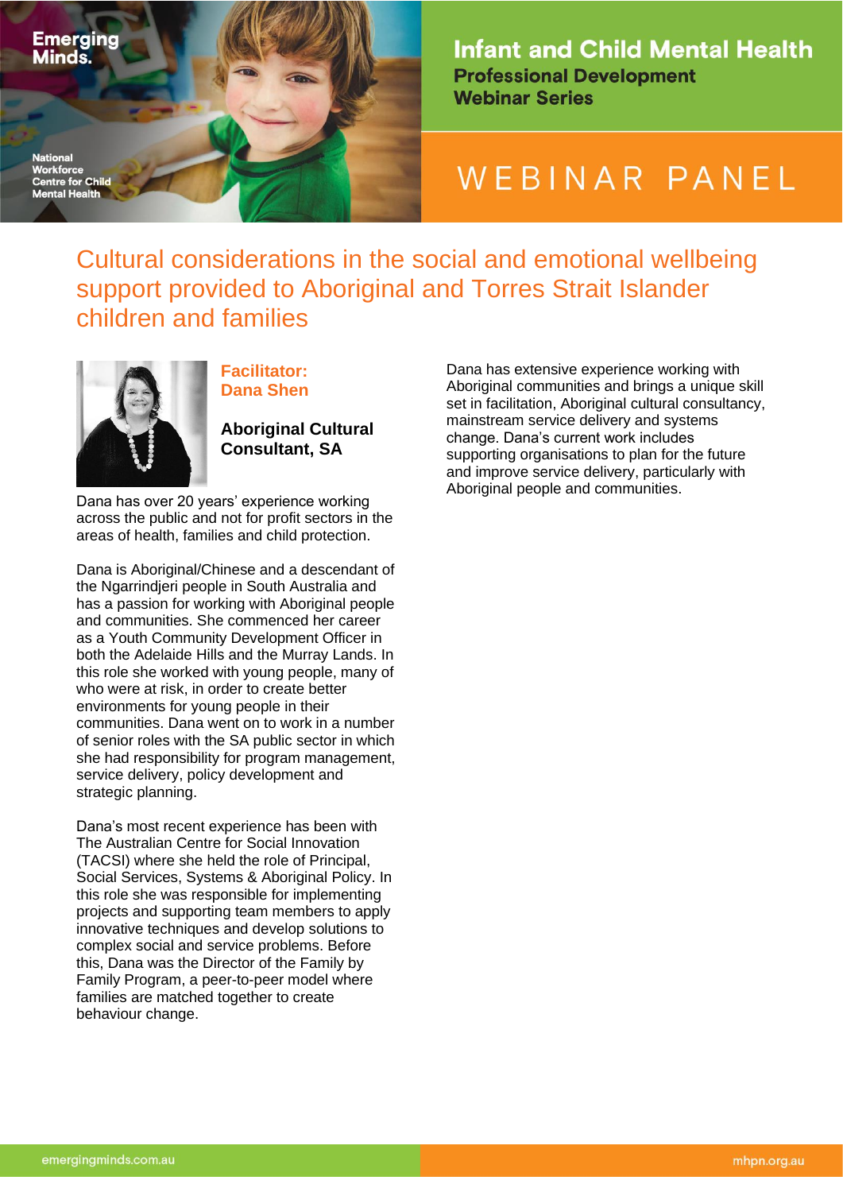Emerging Minds.

National Workforce Centre for Child Mental Health

**Infant and Child Mental Health**
**Professional Development Webinar Series**

WEBINAR PANEL

# Cultural considerations in the social and emotional wellbeing support provided to Aboriginal and Torres Strait Islander children and families

**Facilitator:**
**Dana Shen**

**Aboriginal Cultural Consultant, SA**

Dana has over 20 years' experience working across the public and not for profit sectors in the areas of health, families and child protection.

Dana is Aboriginal/Chinese and a descendant of the Ngarrindjeri people in South Australia and has a passion for working with Aboriginal people and communities. She commenced her career as a Youth Community Development Officer in both the Adelaide Hills and the Murray Lands. In this role she worked with young people, many of who were at risk, in order to create better environments for young people in their communities. Dana went on to work in a number of senior roles with the SA public sector in which she had responsibility for program management, service delivery, policy development and strategic planning.

Dana's most recent experience has been with The Australian Centre for Social Innovation (TACSI) where she held the role of Principal, Social Services, Systems & Aboriginal Policy. In this role she was responsible for implementing projects and supporting team members to apply innovative techniques and develop solutions to complex social and service problems. Before this, Dana was the Director of the Family by Family Program, a peer-to-peer model where families are matched together to create behaviour change.

Dana has extensive experience working with Aboriginal communities and brings a unique skill set in facilitation, Aboriginal cultural consultancy, mainstream service delivery and systems change. Dana's current work includes supporting organisations to plan for the future and improve service delivery, particularly with Aboriginal people and communities.

emergingminds.com.au

mhpn.org.au